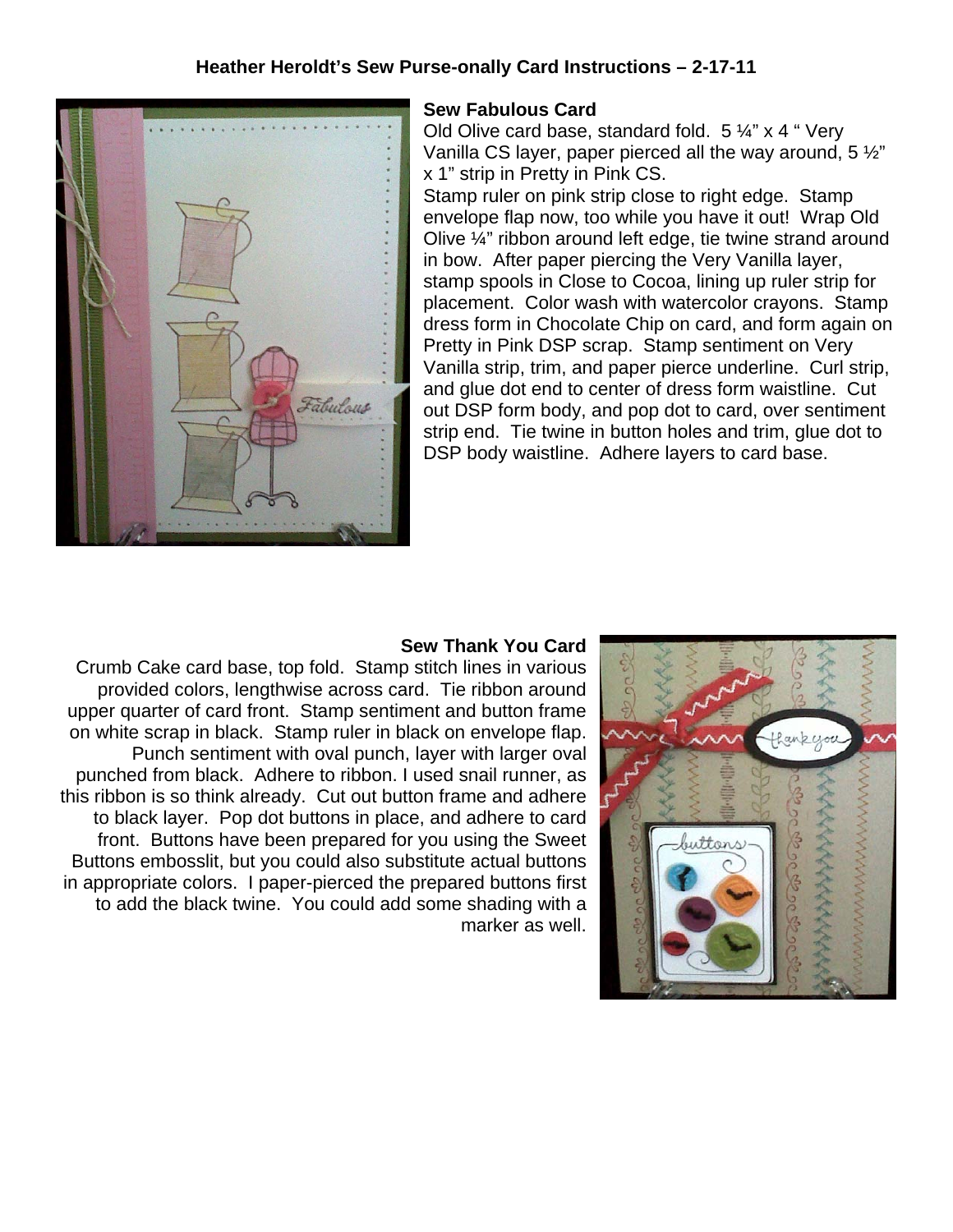# Heather Heroldt's Sew Purse-onally Card Instructions – 2-17-11

## Sew Fabulous Card

Old Olive card base, standard fold. 5 ¼" x 4 " Very Vanilla CS layer, paper pierced all the way around, 5 ½" x 1" strip in Pretty in Pink CS.

Stamp ruler on pink strip close to right edge. Stamp envelope flap now, too while you have it out! Wrap Old Olive ¼" ribbon around left edge, tie twine strand around in bow. After paper piercing the Very Vanilla layer, stamp spools in Close to Cocoa, lining up ruler strip for placement. Color wash with watercolor crayons. Stamp dress form in Chocolate Chip on card, and form again on Pretty in Pink DSP scrap. Stamp sentiment on Very Vanilla strip, trim, and paper pierce underline. Curl strip, and glue dot end to center of dress form waistline. Cut out DSP form body, and pop dot to card, over sentiment strip end. Tie twine in button holes and trim, glue dot to DSP body waistline. Adhere layers to card base.

## Sew Thank You Card

Crumb Cake card base, top fold. Stamp stitch lines in various provided colors, lengthwise across card. Tie ribbon around upper quarter of card front. Stamp sentiment and button frame on white scrap in black. Stamp ruler in black on envelope flap. Punch sentiment with oval punch, layer with larger oval punched from black. Adhere to ribbon. I used snail runner, as this ribbon is so think already. Cut out button frame and adhere to black layer. Pop dot buttons in place, and adhere to card front. Buttons have been prepared for you using the Sweet Buttons embosslit, but you could also substitute actual buttons in appropriate colors. I paper-pierced the prepared buttons first to add the black twine. You could add some shading with a marker as well.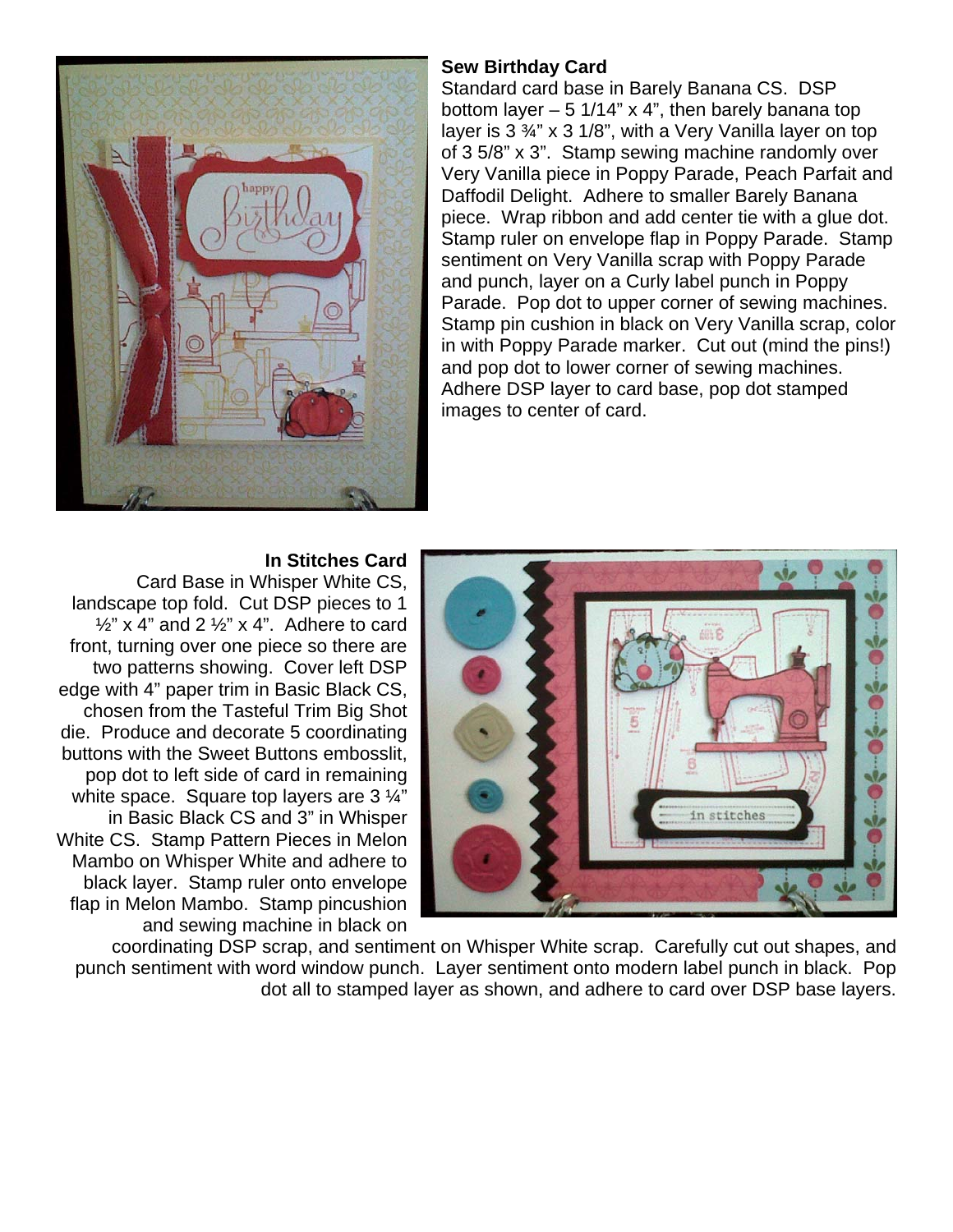**Sew Birthday Card**

Standard card base in Barely Banana CS. DSP bottom layer – 5 1/14" x 4", then barely banana top layer is 3 ¾" x 3 1/8", with a Very Vanilla layer on top of 3 5/8" x 3". Stamp sewing machine randomly over Very Vanilla piece in Poppy Parade, Peach Parfait and Daffodil Delight. Adhere to smaller Barely Banana piece. Wrap ribbon and add center tie with a glue dot. Stamp ruler on envelope flap in Poppy Parade. Stamp sentiment on Very Vanilla scrap with Poppy Parade and punch, layer on a Curly label punch in Poppy Parade. Pop dot to upper corner of sewing machines. Stamp pin cushion in black on Very Vanilla scrap, color in with Poppy Parade marker. Cut out (mind the pins!) and pop dot to lower corner of sewing machines. Adhere DSP layer to card base, pop dot stamped images to center of card.

**In Stitches Card**

Card Base in Whisper White CS, landscape top fold. Cut DSP pieces to 1 ½" x 4" and 2 ½" x 4". Adhere to card front, turning over one piece so there are two patterns showing. Cover left DSP edge with 4" paper trim in Basic Black CS, chosen from the Tasteful Trim Big Shot die. Produce and decorate 5 coordinating buttons with the Sweet Buttons embosslit, pop dot to left side of card in remaining white space. Square top layers are 3 ¼" in Basic Black CS and 3" in Whisper White CS. Stamp Pattern Pieces in Melon Mambo on Whisper White and adhere to black layer. Stamp ruler onto envelope flap in Melon Mambo. Stamp pincushion and sewing machine in black on coordinating DSP scrap, and sentiment on Whisper White scrap. Carefully cut out shapes, and punch sentiment with word window punch. Layer sentiment onto modern label punch in black. Pop dot all to stamped layer as shown, and adhere to card over DSP base layers.